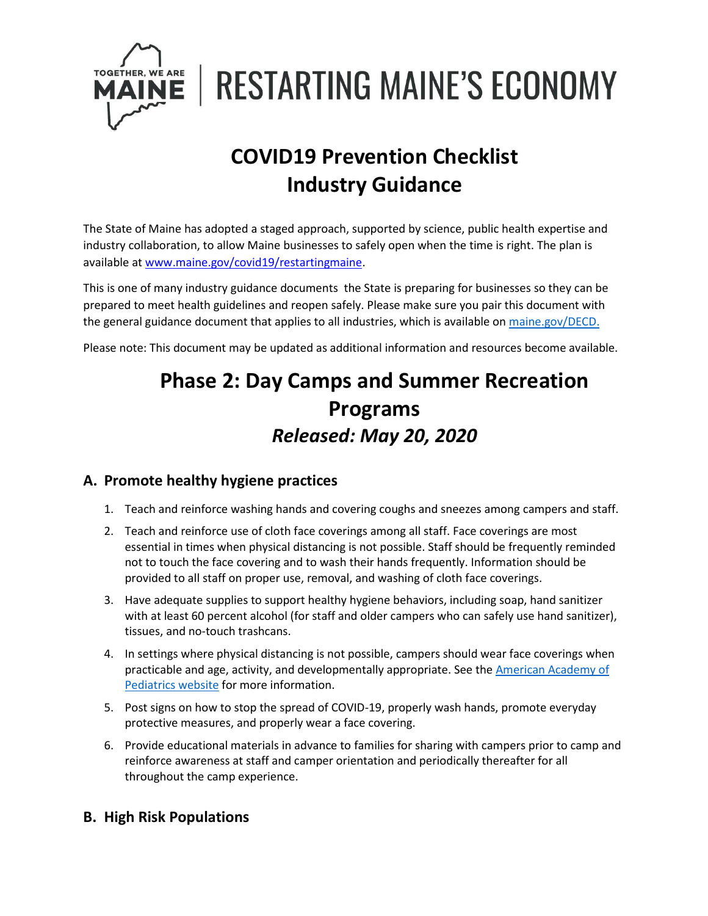TOGETHER, WE ARE MAINE | RESTARTING MAINE'S ECONOMY

# COVID19 Prevention Checklist
# Industry Guidance

The State of Maine has adopted a staged approach, supported by science, public health expertise and industry collaboration, to allow Maine businesses to safely open when the time is right. The plan is available at [www.maine.gov/covid19/restartingmaine](www.maine.gov/covid19/restartingmaine).

This is one of many industry guidance documents the State is preparing for businesses so they can be prepared to meet health guidelines and reopen safely. Please make sure you pair this document with the general guidance document that applies to all industries, which is available on [maine.gov/DECD.](maine.gov/DECD)

Please note: This document may be updated as additional information and resources become available.

# Phase 2: Day Camps and Summer Recreation Programs

## *Released: May 20, 2020*

## A. Promote healthy hygiene practices

1. Teach and reinforce washing hands and covering coughs and sneezes among campers and staff.
2. Teach and reinforce use of cloth face coverings among all staff. Face coverings are most essential in times when physical distancing is not possible. Staff should be frequently reminded not to touch the face covering and to wash their hands frequently. Information should be provided to all staff on proper use, removal, and washing of cloth face coverings.
3. Have adequate supplies to support healthy hygiene behaviors, including soap, hand sanitizer with at least 60 percent alcohol (for staff and older campers who can safely use hand sanitizer), tissues, and no-touch trashcans.
4. In settings where physical distancing is not possible, campers should wear face coverings when practicable and age, activity, and developmentally appropriate. See the American Academy of Pediatrics website for more information.
5. Post signs on how to stop the spread of COVID-19, properly wash hands, promote everyday protective measures, and properly wear a face covering.
6. Provide educational materials in advance to families for sharing with campers prior to camp and reinforce awareness at staff and camper orientation and periodically thereafter for all throughout the camp experience.

## B. High Risk Populations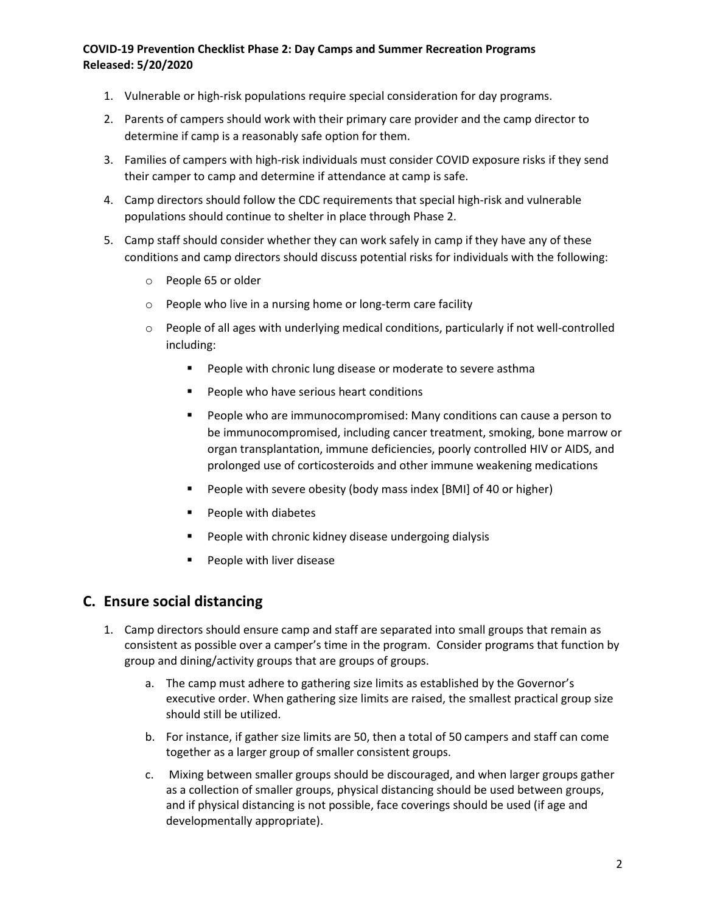1. Vulnerable or high-risk populations require special consideration for day programs.
2. Parents of campers should work with their primary care provider and the camp director to determine if camp is a reasonably safe option for them.
3. Families of campers with high-risk individuals must consider COVID exposure risks if they send their camper to camp and determine if attendance at camp is safe.
4. Camp directors should follow the CDC requirements that special high-risk and vulnerable populations should continue to shelter in place through Phase 2.
5. Camp staff should consider whether they can work safely in camp if they have any of these conditions and camp directors should discuss potential risks for individuals with the following:
    - People 65 or older
    - People who live in a nursing home or long-term care facility
    - People of all ages with underlying medical conditions, particularly if not well-controlled including:
        - People with chronic lung disease or moderate to severe asthma
        - People who have serious heart conditions
        - People who are immunocompromised: Many conditions can cause a person to be immunocompromised, including cancer treatment, smoking, bone marrow or organ transplantation, immune deficiencies, poorly controlled HIV or AIDS, and prolonged use of corticosteroids and other immune weakening medications
        - People with severe obesity (body mass index [BMI] of 40 or higher)
        - People with diabetes
        - People with chronic kidney disease undergoing dialysis
        - People with liver disease

## C. Ensure social distancing

1. Camp directors should ensure camp and staff are separated into small groups that remain as consistent as possible over a camper's time in the program. Consider programs that function by group and dining/activity groups that are groups of groups.
    a. The camp must adhere to gathering size limits as established by the Governor's executive order. When gathering size limits are raised, the smallest practical group size should still be utilized.
    b. For instance, if gather size limits are 50, then a total of 50 campers and staff can come together as a larger group of smaller consistent groups.
    c. Mixing between smaller groups should be discouraged, and when larger groups gather as a collection of smaller groups, physical distancing should be used between groups, and if physical distancing is not possible, face coverings should be used (if age and developmentally appropriate).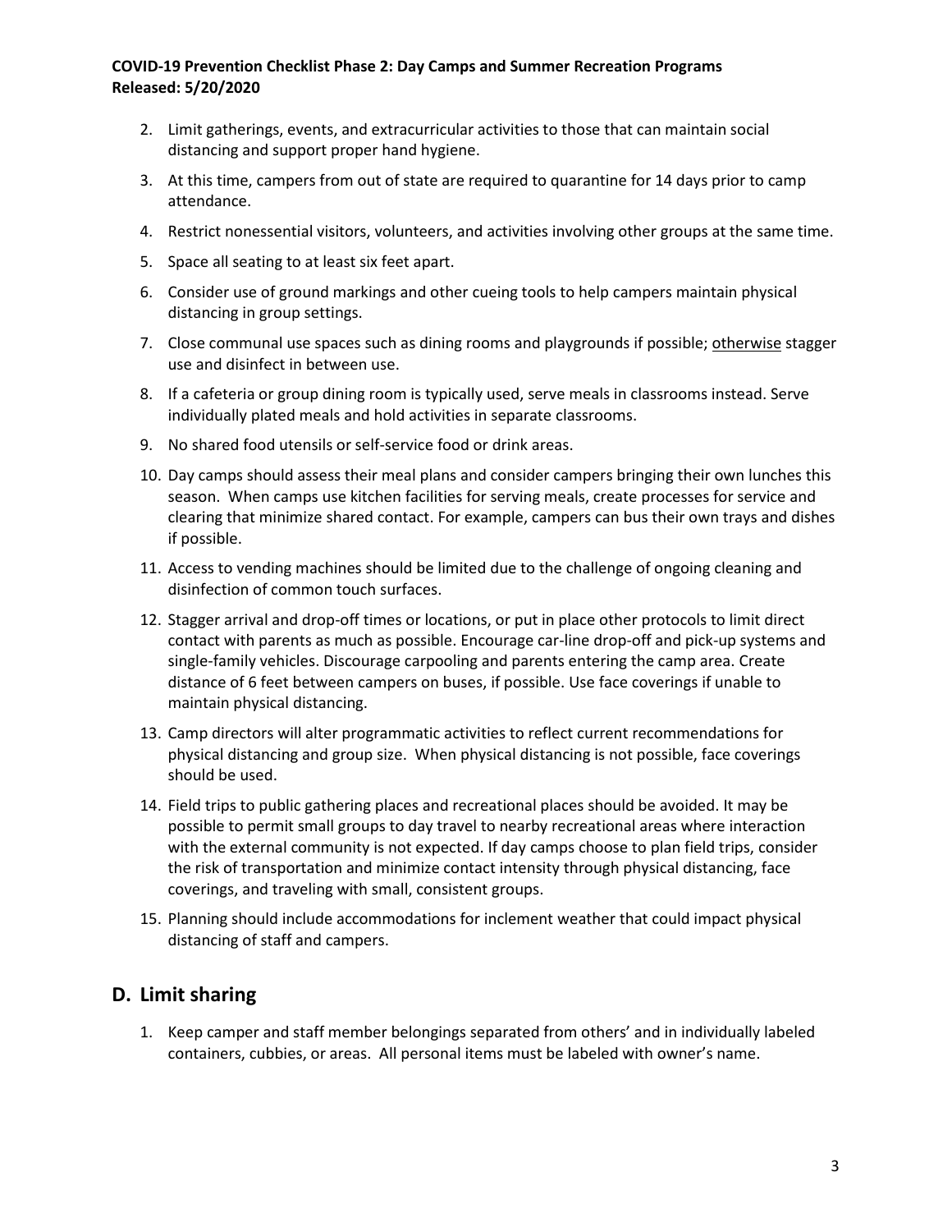2. Limit gatherings, events, and extracurricular activities to those that can maintain social distancing and support proper hand hygiene.
3. At this time, campers from out of state are required to quarantine for 14 days prior to camp attendance.
4. Restrict nonessential visitors, volunteers, and activities involving other groups at the same time.
5. Space all seating to at least six feet apart.
6. Consider use of ground markings and other cueing tools to help campers maintain physical distancing in group settings.
7. Close communal use spaces such as dining rooms and playgrounds if possible; otherwise stagger use and disinfect in between use.
8. If a cafeteria or group dining room is typically used, serve meals in classrooms instead. Serve individually plated meals and hold activities in separate classrooms.
9. No shared food utensils or self-service food or drink areas.
10. Day camps should assess their meal plans and consider campers bringing their own lunches this season. When camps use kitchen facilities for serving meals, create processes for service and clearing that minimize shared contact. For example, campers can bus their own trays and dishes if possible.
11. Access to vending machines should be limited due to the challenge of ongoing cleaning and disinfection of common touch surfaces.
12. Stagger arrival and drop-off times or locations, or put in place other protocols to limit direct contact with parents as much as possible. Encourage car-line drop-off and pick-up systems and single-family vehicles. Discourage carpooling and parents entering the camp area. Create distance of 6 feet between campers on buses, if possible. Use face coverings if unable to maintain physical distancing.
13. Camp directors will alter programmatic activities to reflect current recommendations for physical distancing and group size. When physical distancing is not possible, face coverings should be used.
14. Field trips to public gathering places and recreational places should be avoided. It may be possible to permit small groups to day travel to nearby recreational areas where interaction with the external community is not expected. If day camps choose to plan field trips, consider the risk of transportation and minimize contact intensity through physical distancing, face coverings, and traveling with small, consistent groups.
15. Planning should include accommodations for inclement weather that could impact physical distancing of staff and campers.

## D. Limit sharing

1. Keep camper and staff member belongings separated from others' and in individually labeled containers, cubbies, or areas. All personal items must be labeled with owner's name.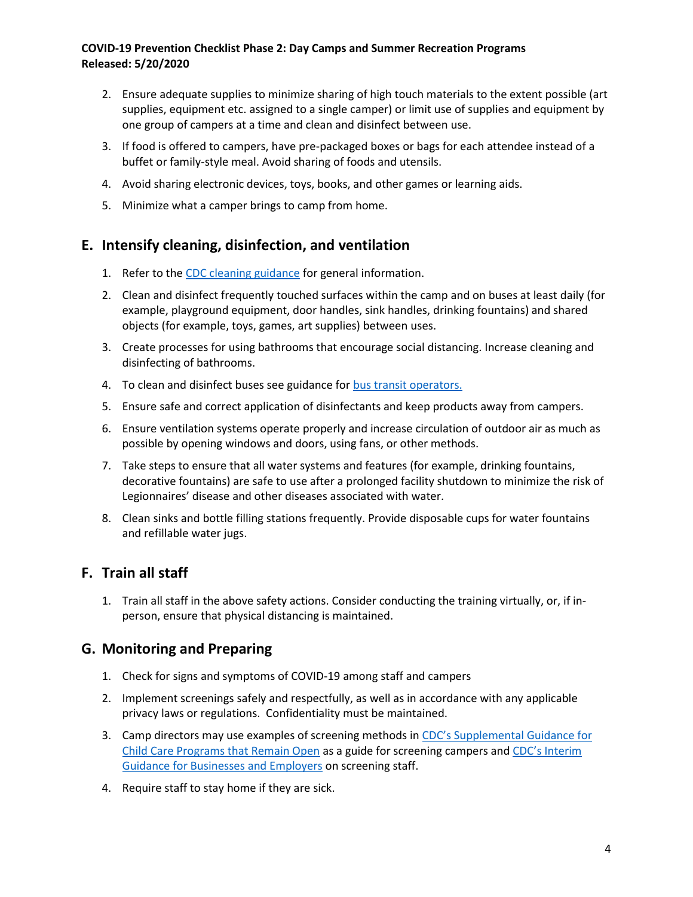2. Ensure adequate supplies to minimize sharing of high touch materials to the extent possible (art supplies, equipment etc. assigned to a single camper) or limit use of supplies and equipment by one group of campers at a time and clean and disinfect between use.
3. If food is offered to campers, have pre-packaged boxes or bags for each attendee instead of a buffet or family-style meal. Avoid sharing of foods and utensils.
4. Avoid sharing electronic devices, toys, books, and other games or learning aids.
5. Minimize what a camper brings to camp from home.

## E. Intensify cleaning, disinfection, and ventilation

1. Refer to the CDC cleaning guidance for general information.
2. Clean and disinfect frequently touched surfaces within the camp and on buses at least daily (for example, playground equipment, door handles, sink handles, drinking fountains) and shared objects (for example, toys, games, art supplies) between uses.
3. Create processes for using bathrooms that encourage social distancing. Increase cleaning and disinfecting of bathrooms.
4. To clean and disinfect buses see guidance for bus transit operators.
5. Ensure safe and correct application of disinfectants and keep products away from campers.
6. Ensure ventilation systems operate properly and increase circulation of outdoor air as much as possible by opening windows and doors, using fans, or other methods.
7. Take steps to ensure that all water systems and features (for example, drinking fountains, decorative fountains) are safe to use after a prolonged facility shutdown to minimize the risk of Legionnaires' disease and other diseases associated with water.
8. Clean sinks and bottle filling stations frequently. Provide disposable cups for water fountains and refillable water jugs.

## F. Train all staff

1. Train all staff in the above safety actions. Consider conducting the training virtually, or, if in-person, ensure that physical distancing is maintained.

## G. Monitoring and Preparing

1. Check for signs and symptoms of COVID-19 among staff and campers
2. Implement screenings safely and respectfully, as well as in accordance with any applicable privacy laws or regulations. Confidentiality must be maintained.
3. Camp directors may use examples of screening methods in CDC's Supplemental Guidance for Child Care Programs that Remain Open as a guide for screening campers and CDC's Interim Guidance for Businesses and Employers on screening staff.
4. Require staff to stay home if they are sick.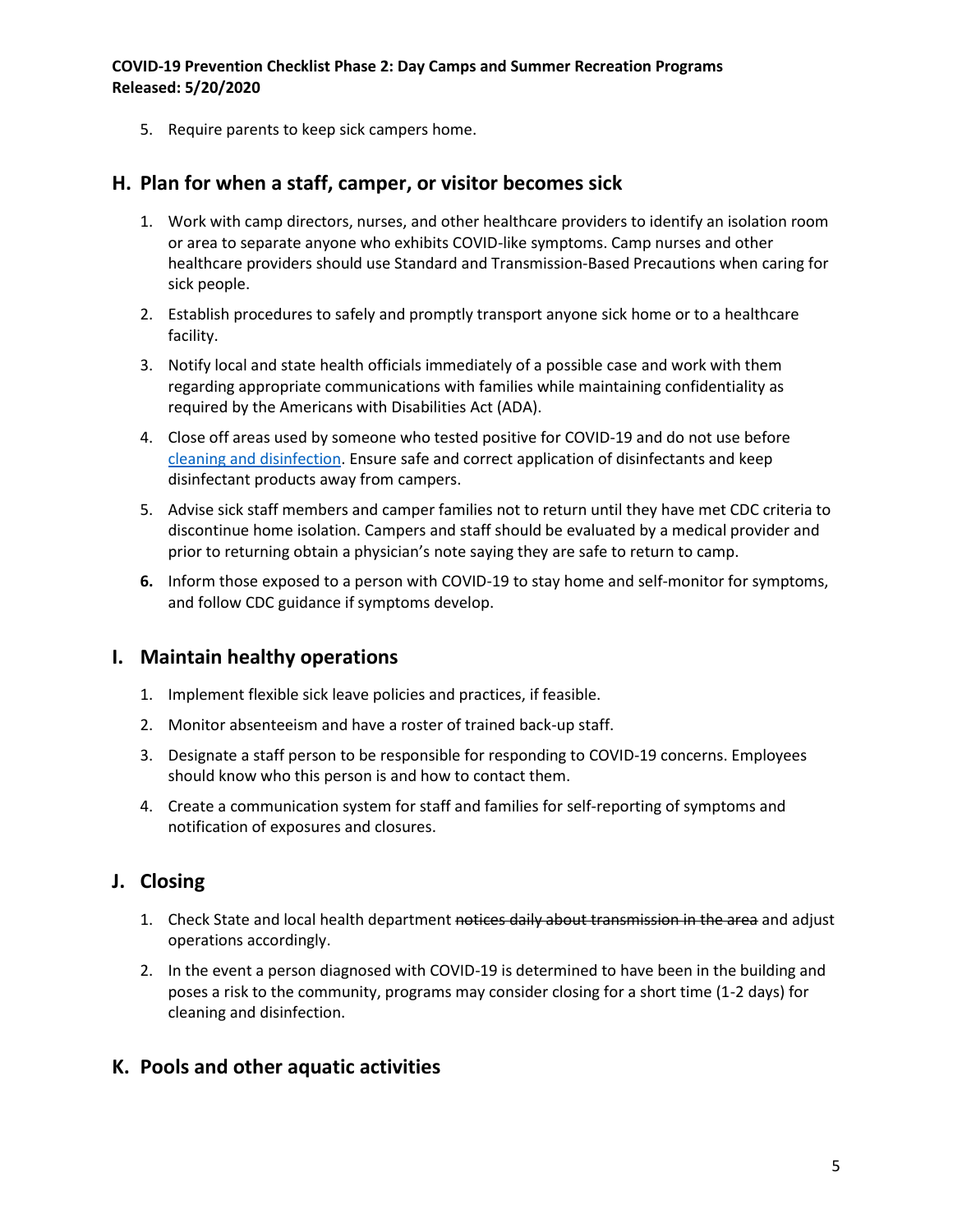5. Require parents to keep sick campers home.

## H. Plan for when a staff, camper, or visitor becomes sick

1. Work with camp directors, nurses, and other healthcare providers to identify an isolation room or area to separate anyone who exhibits COVID-like symptoms. Camp nurses and other healthcare providers should use Standard and Transmission-Based Precautions when caring for sick people.
2. Establish procedures to safely and promptly transport anyone sick home or to a healthcare facility.
3. Notify local and state health officials immediately of a possible case and work with them regarding appropriate communications with families while maintaining confidentiality as required by the Americans with Disabilities Act (ADA).
4. Close off areas used by someone who tested positive for COVID-19 and do not use before [cleaning and disinfection](). Ensure safe and correct application of disinfectants and keep disinfectant products away from campers.
5. Advise sick staff members and camper families not to return until they have met CDC criteria to discontinue home isolation. Campers and staff should be evaluated by a medical provider and prior to returning obtain a physician's note saying they are safe to return to camp.
6. Inform those exposed to a person with COVID-19 to stay home and self-monitor for symptoms, and follow CDC guidance if symptoms develop.

## I. Maintain healthy operations

1. Implement flexible sick leave policies and practices, if feasible.
2. Monitor absenteeism and have a roster of trained back-up staff.
3. Designate a staff person to be responsible for responding to COVID-19 concerns. Employees should know who this person is and how to contact them.
4. Create a communication system for staff and families for self-reporting of symptoms and notification of exposures and closures.

## J. Closing

1. Check State and local health department ~~notices daily about transmission in the area~~ and adjust operations accordingly.
2. In the event a person diagnosed with COVID-19 is determined to have been in the building and poses a risk to the community, programs may consider closing for a short time (1-2 days) for cleaning and disinfection.

## K. Pools and other aquatic activities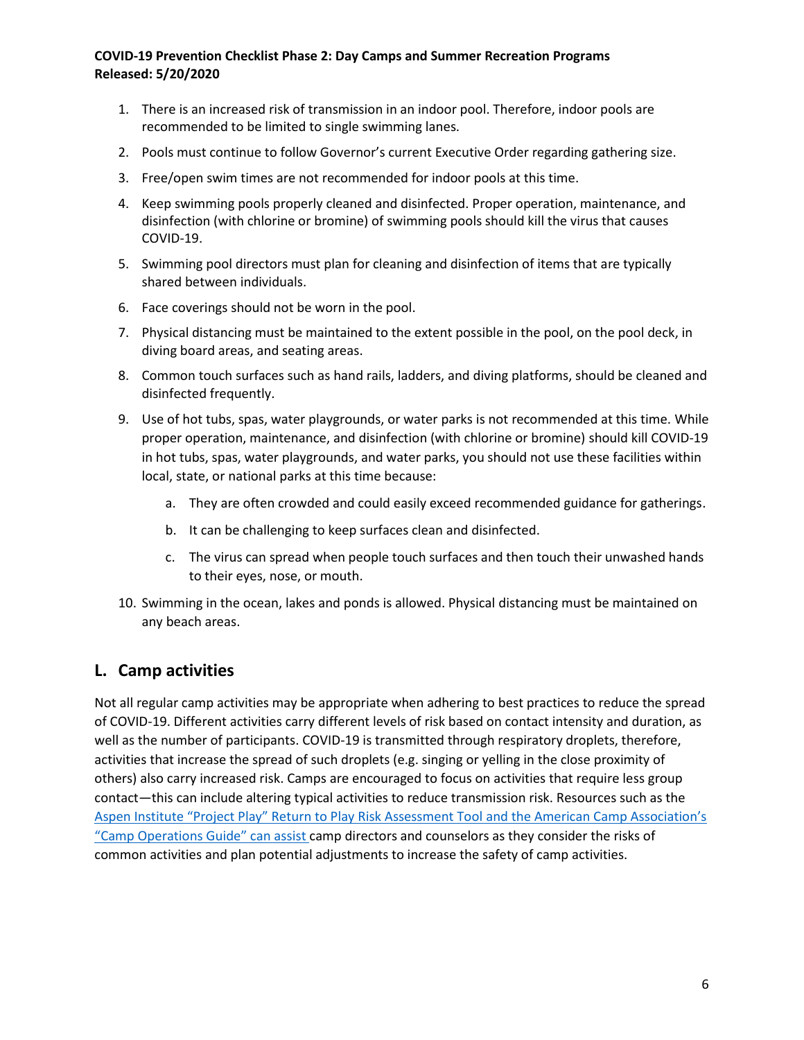1. There is an increased risk of transmission in an indoor pool. Therefore, indoor pools are recommended to be limited to single swimming lanes.
2. Pools must continue to follow Governor's current Executive Order regarding gathering size.
3. Free/open swim times are not recommended for indoor pools at this time.
4. Keep swimming pools properly cleaned and disinfected. Proper operation, maintenance, and disinfection (with chlorine or bromine) of swimming pools should kill the virus that causes COVID-19.
5. Swimming pool directors must plan for cleaning and disinfection of items that are typically shared between individuals.
6. Face coverings should not be worn in the pool.
7. Physical distancing must be maintained to the extent possible in the pool, on the pool deck, in diving board areas, and seating areas.
8. Common touch surfaces such as hand rails, ladders, and diving platforms, should be cleaned and disinfected frequently.
9. Use of hot tubs, spas, water playgrounds, or water parks is not recommended at this time. While proper operation, maintenance, and disinfection (with chlorine or bromine) should kill COVID-19 in hot tubs, spas, water playgrounds, and water parks, you should not use these facilities within local, state, or national parks at this time because:
   a. They are often crowded and could easily exceed recommended guidance for gatherings.
   b. It can be challenging to keep surfaces clean and disinfected.
   c. The virus can spread when people touch surfaces and then touch their unwashed hands to their eyes, nose, or mouth.
10. Swimming in the ocean, lakes and ponds is allowed. Physical distancing must be maintained on any beach areas.

## L. Camp activities

Not all regular camp activities may be appropriate when adhering to best practices to reduce the spread of COVID-19. Different activities carry different levels of risk based on contact intensity and duration, as well as the number of participants. COVID-19 is transmitted through respiratory droplets, therefore, activities that increase the spread of such droplets (e.g. singing or yelling in the close proximity of others) also carry increased risk. Camps are encouraged to focus on activities that require less group contact—this can include altering typical activities to reduce transmission risk. Resources such as the Aspen Institute "Project Play" Return to Play Risk Assessment Tool and the American Camp Association's "Camp Operations Guide" can assist camp directors and counselors as they consider the risks of common activities and plan potential adjustments to increase the safety of camp activities.